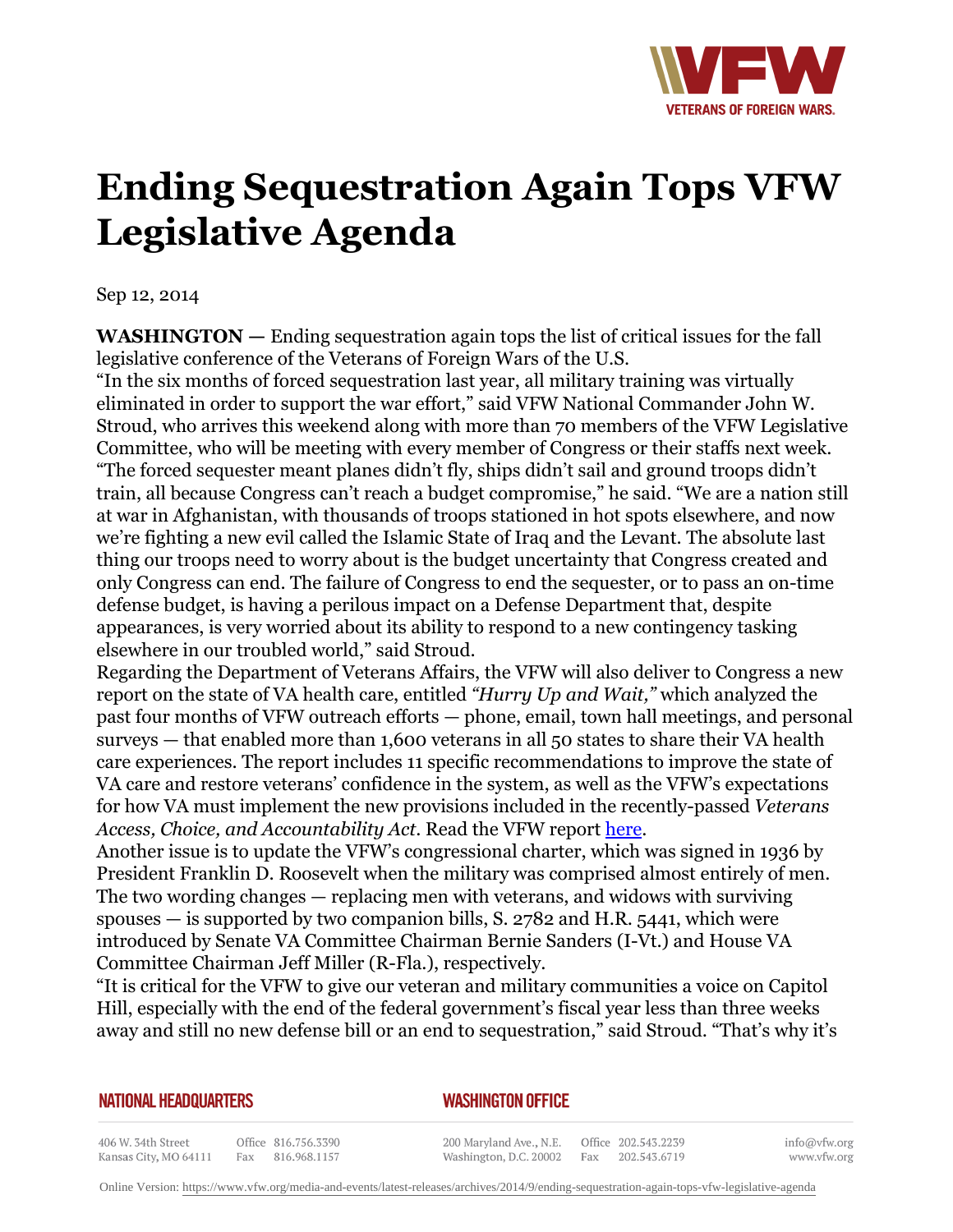# Ending Sequestration Again Tops VFW Legislative Agenda

Sep 12, 2014

**WASHINGTON —** Ending sequestration again tops the list of critical issues for the fall legislative conference of the Veterans of Foreign Wars of the U.S.

"In the six months of forced sequestration last year, all military training was virtually eliminated in order to support the war effort," said VFW National Commander John W. Stroud, who arrives this weekend along with more than 70 members of the VFW Legislative Committee, who will be meeting with every member of Congress or their staffs next week. "The forced sequester meant planes didn't fly, ships didn't sail and ground troops didn't train, all because Congress can't reach a budget compromise," he said. "We are a nation still at war in Afghanistan, with thousands of troops stationed in hot spots elsewhere, and now we're fighting a new evil called the Islamic State of Iraq and the Levant. The absolute last thing our troops need to worry about is the budget uncertainty that Congress created and only Congress can end. The failure of Congress to end the sequester, or to pass an on-time defense budget, is having a perilous impact on a Defense Department that, despite appearances, is very worried about its ability to respond to a new contingency tasking elsewhere in our troubled world," said Stroud.

Regarding the Department of Veterans Affairs, the VFW will also deliver to Congress a new report on the state of VA health care, entitled *"Hurry Up and Wait,"* which analyzed the past four months of VFW outreach efforts — phone, email, town hall meetings, and personal surveys — that enabled more than 1,600 veterans in all 50 states to share their VA health care experiences. The report includes 11 specific recommendations to improve the state of VA care and restore veterans' confidence in the system, as well as the VFW's expectations for how VA must implement the new provisions included in the recently-passed *Veterans Access, Choice, and Accountability Act*. Read the VFW report here.

Another issue is to update the VFW's congressional charter, which was signed in 1936 by President Franklin D. Roosevelt when the military was comprised almost entirely of men. The two wording changes — replacing men with veterans, and widows with surviving spouses — is supported by two companion bills, S. 2782 and H.R. 5441, which were introduced by Senate VA Committee Chairman Bernie Sanders (I-Vt.) and House VA Committee Chairman Jeff Miller (R-Fla.), respectively.

"It is critical for the VFW to give our veteran and military communities a voice on Capitol Hill, especially with the end of the federal government's fiscal year less than three weeks away and still no new defense bill or an end to sequestration," said Stroud. "That's why it's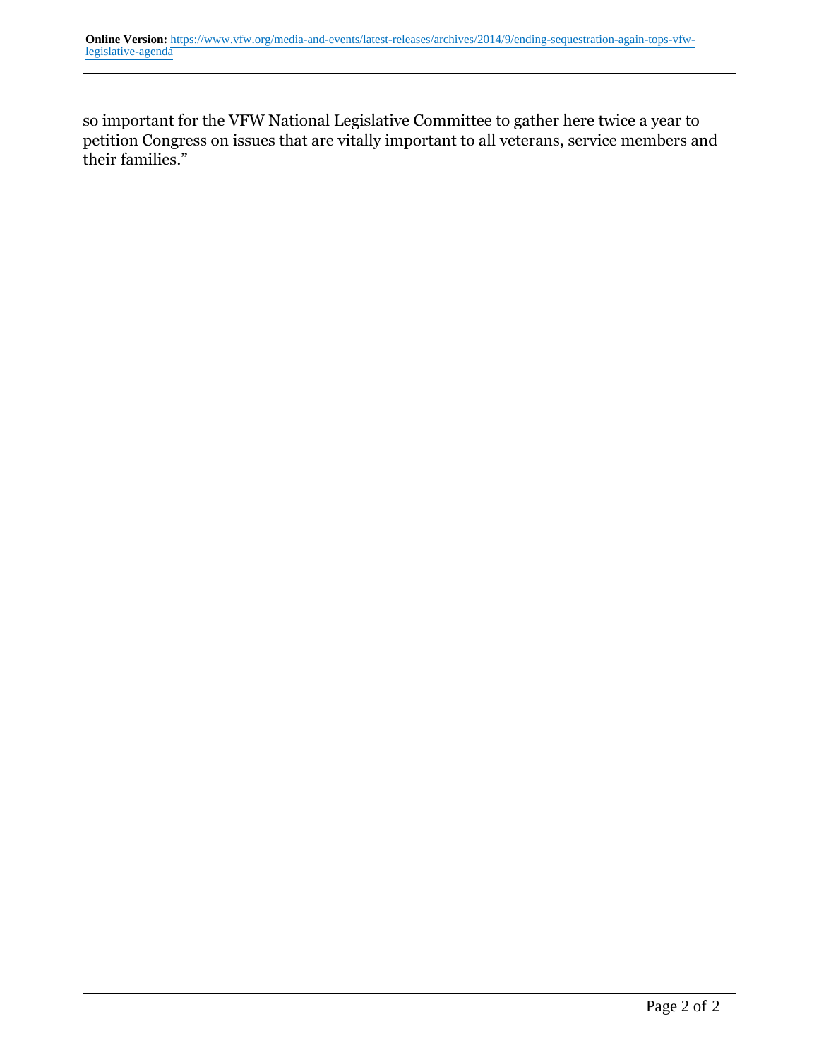so important for the VFW National Legislative Committee to gather here twice a year to petition Congress on issues that are vitally important to all veterans, service members and their families."